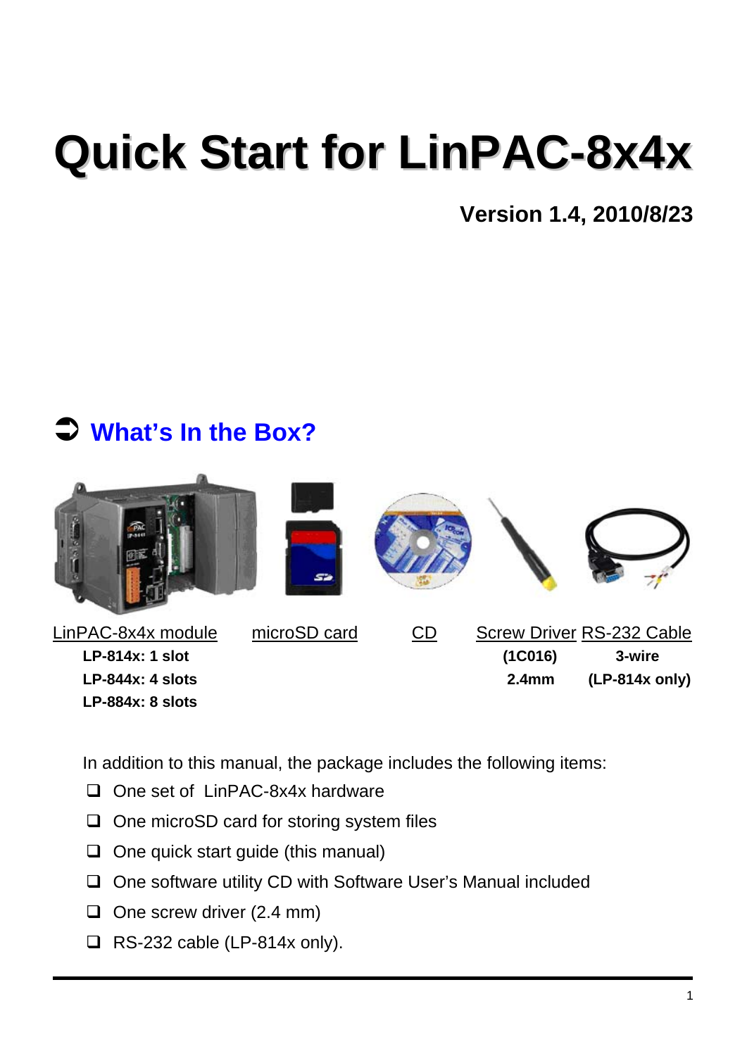# Quick Start for LinPAC-8x4x

**Version 1.4, 2010/8/23**

## ➲ What's In the Box?

| LinPAC-8x4x module | microSD card | CD | Screw Driver | RS-232 Cable |
|---|---|---|---|---|
| **LP-814x: 1 slot** | | | **(1C016)** | **3-wire** |
| **LP-844x: 4 slots** | | | **2.4mm** | **(LP-814x only)** |
| **LP-884x: 8 slots** | | | | |

In addition to this manual, the package includes the following items:

- ❑ One set of LinPAC-8x4x hardware
- ❑ One microSD card for storing system files
- ❑ One quick start guide (this manual)
- ❑ One software utility CD with Software User's Manual included
- ❑ One screw driver (2.4 mm)
- ❑ RS-232 cable (LP-814x only).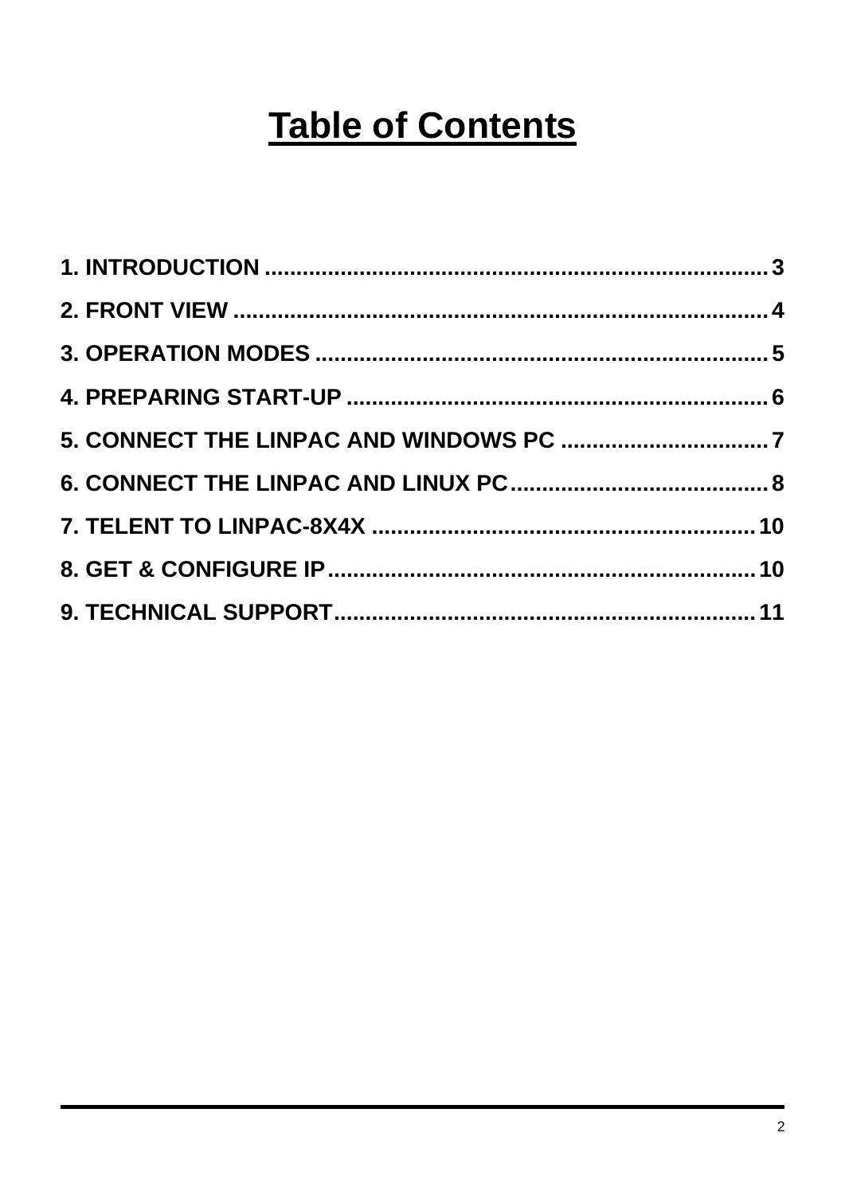# Table of Contents

1. INTRODUCTION ........................................................................ 3
2. FRONT VIEW ............................................................................ 4
3. OPERATION MODES ................................................................. 5
4. PREPARING START-UP ............................................................. 6
5. CONNECT THE LINPAC AND WINDOWS PC ................................. 7
6. CONNECT THE LINPAC AND LINUX PC ....................................... 8
7. TELENT TO LINPAC-8X4X ......................................................... 10
8. GET & CONFIGURE IP ............................................................... 10
9. TECHNICAL SUPPORT .............................................................. 11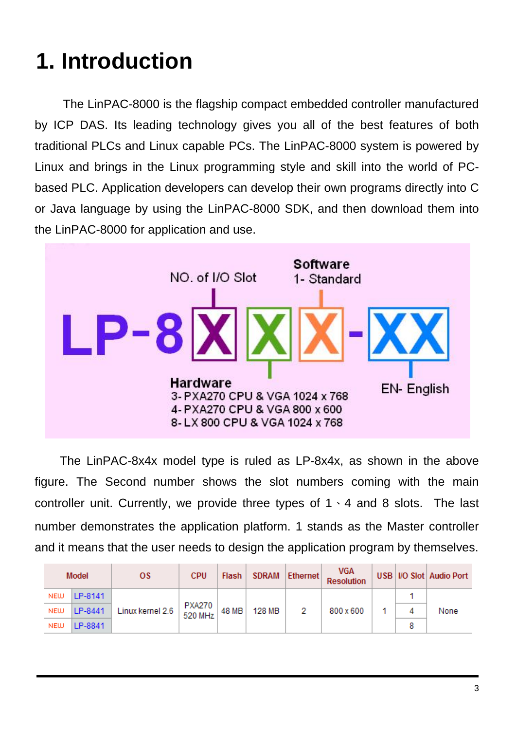# 1. Introduction

The LinPAC-8000 is the flagship compact embedded controller manufactured by ICP DAS. Its leading technology gives you all of the best features of both traditional PLCs and Linux capable PCs. The LinPAC-8000 system is powered by Linux and brings in the Linux programming style and skill into the world of PC-based PLC. Application developers can develop their own programs directly into C or Java language by using the LinPAC-8000 SDK, and then download them into the LinPAC-8000 for application and use.

NO. of I/O Slot

Software
1- Standard

LP-8X X X-XX

Hardware
3- PXA270 CPU & VGA 1024 x 768
4- PXA270 CPU & VGA 800 x 600
8- LX 800 CPU & VGA 1024 x 768

EN- English

The LinPAC-8x4x model type is ruled as LP-8x4x, as shown in the above figure. The Second number shows the slot numbers coming with the main controller unit. Currently, we provide three types of 1、4 and 8 slots. The last number demonstrates the application platform. 1 stands as the Master controller and it means that the user needs to design the application program by themselves.

| Model | | OS | CPU | Flash | SDRAM | Ethernet | VGA Resolution | USB | I/O Slot | Audio Port |
|---|---|---|---|---|---|---|---|---|---|---|
| NEW | LP-8141 | Linux kernel 2.6 | PXA270 520 MHz | 48 MB | 128 MB | 2 | 800 x 600 | 1 | 1 | None |
| NEW | LP-8441 | | | | | | | | 4 | |
| NEW | LP-8841 | | | | | | | | 8 | |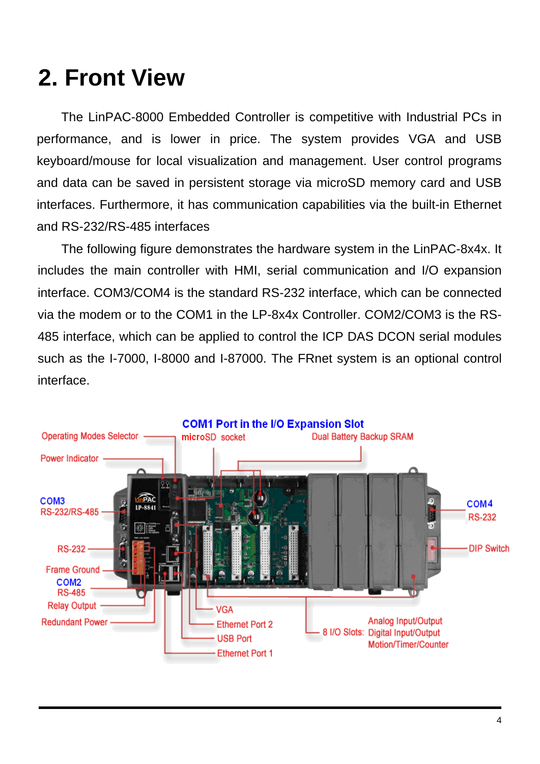# 2. Front View

The LinPAC-8000 Embedded Controller is competitive with Industrial PCs in performance, and is lower in price. The system provides VGA and USB keyboard/mouse for local visualization and management. User control programs and data can be saved in persistent storage via microSD memory card and USB interfaces. Furthermore, it has communication capabilities via the built-in Ethernet and RS-232/RS-485 interfaces

The following figure demonstrates the hardware system in the LinPAC-8x4x. It includes the main controller with HMI, serial communication and I/O expansion interface. COM3/COM4 is the standard RS-232 interface, which can be connected via the modem or to the COM1 in the LP-8x4x Controller. COM2/COM3 is the RS-485 interface, which can be applied to control the ICP DAS DCON serial modules such as the I-7000, I-8000 and I-87000. The FRnet system is an optional control interface.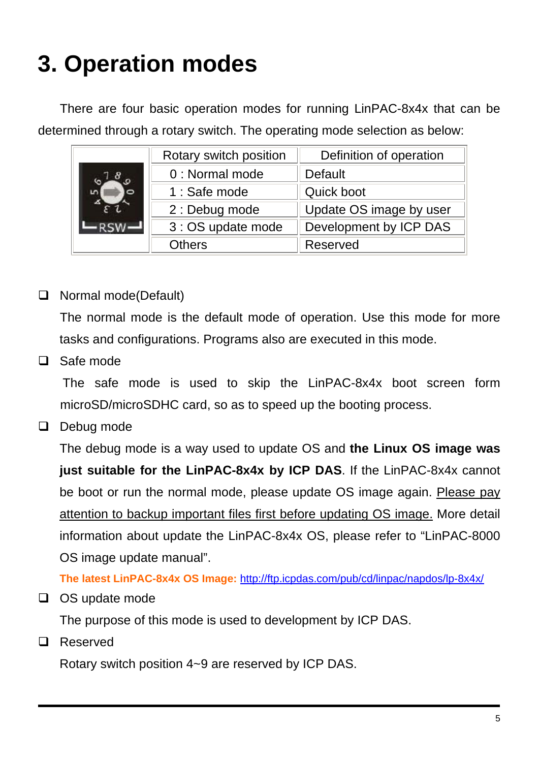# 3. Operation modes

There are four basic operation modes for running LinPAC-8x4x that can be determined through a rotary switch. The operating mode selection as below:

| Rotary switch position | Definition of operation |
|---|---|
| 0 : Normal mode | Default |
| 1 : Safe mode | Quick boot |
| 2 : Debug mode | Update OS image by user |
| 3 : OS update mode | Development by ICP DAS |
| Others | Reserved |

- ❑ Normal mode(Default)

  The normal mode is the default mode of operation. Use this mode for more tasks and configurations. Programs also are executed in this mode.

- ❑ Safe mode

  The safe mode is used to skip the LinPAC-8x4x boot screen form microSD/microSDHC card, so as to speed up the booting process.

- ❑ Debug mode

  The debug mode is a way used to update OS and **the Linux OS image was just suitable for the LinPAC-8x4x by ICP DAS**. If the LinPAC-8x4x cannot be boot or run the normal mode, please update OS image again. <u>Please pay attention to backup important files first before updating OS image.</u> More detail information about update the LinPAC-8x4x OS, please refer to “LinPAC-8000 OS image update manual”.

  **The latest LinPAC-8x4x OS Image:** http://ftp.icpdas.com/pub/cd/linpac/napdos/lp-8x4x/

- ❑ OS update mode

  The purpose of this mode is used to development by ICP DAS.

- ❑ Reserved

  Rotary switch position 4~9 are reserved by ICP DAS.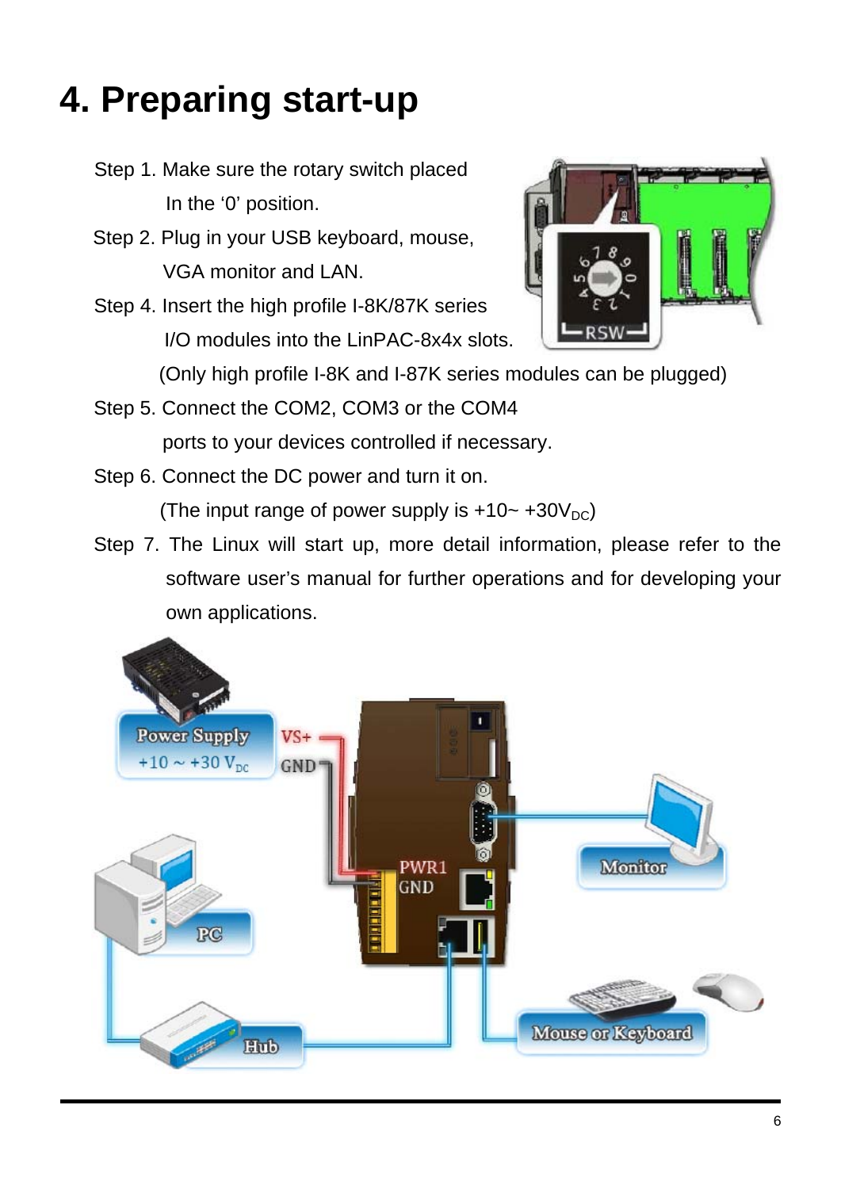# 4. Preparing start-up

Step 1. Make sure the rotary switch placed In the '0' position.

Step 2. Plug in your USB keyboard, mouse, VGA monitor and LAN.

Step 4. Insert the high profile I-8K/87K series I/O modules into the LinPAC-8x4x slots. (Only high profile I-8K and I-87K series modules can be plugged)

Step 5. Connect the COM2, COM3 or the COM4 ports to your devices controlled if necessary.

Step 6. Connect the DC power and turn it on. (The input range of power supply is +10~ +30$V_{DC}$)

Step 7. The Linux will start up, more detail information, please refer to the software user's manual for further operations and for developing your own applications.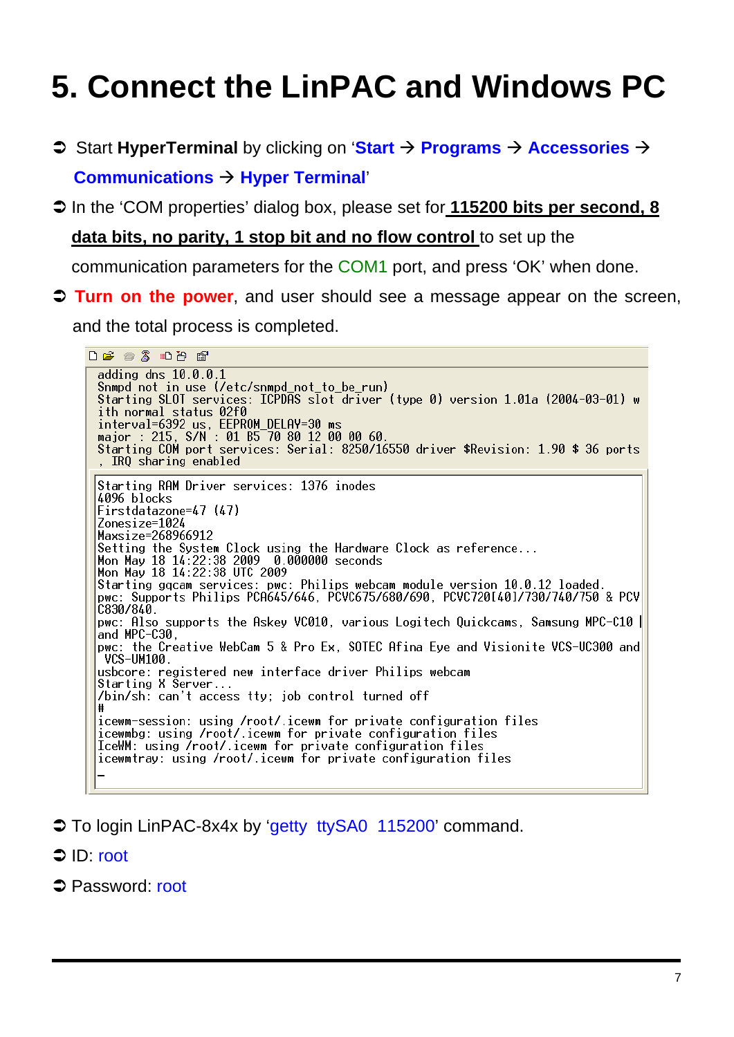# 5. Connect the LinPAC and Windows PC

- Start **HyperTerminal** by clicking on '**Start** → **Programs** → **Accessories** → **Communications** → **Hyper Terminal**'
- In the 'COM properties' dialog box, please set for **115200 bits per second, 8 data bits, no parity, 1 stop bit and no flow control** to set up the communication parameters for the COM1 port, and press 'OK' when done.
- **Turn on the power**, and user should see a message appear on the screen, and the total process is completed.

```
adding dns 10.0.0.1
Snmpd not in use (/etc/snmpd_not_to_be_run)
Starting SLOT services: ICPDAS slot driver (type 0) version 1.01a (2004-03-01) w
ith normal status 02f0
interval=6392 us, EEPROM_DELAY=30 ms
major : 215, S/N : 01 B5 70 80 12 00 00 60.
Starting COM port services: Serial: 8250/16550 driver $Revision: 1.90 $ 36 ports
, IRQ sharing enabled
```

```
Starting RAM Driver services: 1376 inodes
4096 blocks
Firstdatazone=47 (47)
Zonesize=1024
Maxsize=268966912
Setting the System Clock using the Hardware Clock as reference...
Mon May 18 14:22:38 2009  0.000000 seconds
Mon May 18 14:22:38 UTC 2009
Starting gqcam services: pwc: Philips webcam module version 10.0.12 loaded.
pwc: Supports Philips PCA645/646, PCVC675/680/690, PCVC720[40]/730/740/750 & PCV
C830/840.
pwc: Also supports the Askey VC010, various Logitech Quickcams, Samsung MPC-C10 |
and MPC-C30,
pwc: the Creative WebCam 5 & Pro Ex, SOTEC Afina Eye and Visionite VCS-UC300 and
 VCS-UM100.
usbcore: registered new interface driver Philips webcam
Starting X Server...
/bin/sh: can't access tty; job control turned off
#
icewm-session: using /root/.icewm for private configuration files
icewmbg: using /root/.icewm for private configuration files
IceWM: using /root/.icewm for private configuration files
icewmtray: using /root/.icewm for private configuration files
_
```

- To login LinPAC-8x4x by 'getty ttySA0 115200' command.
- ID: root
- Password: root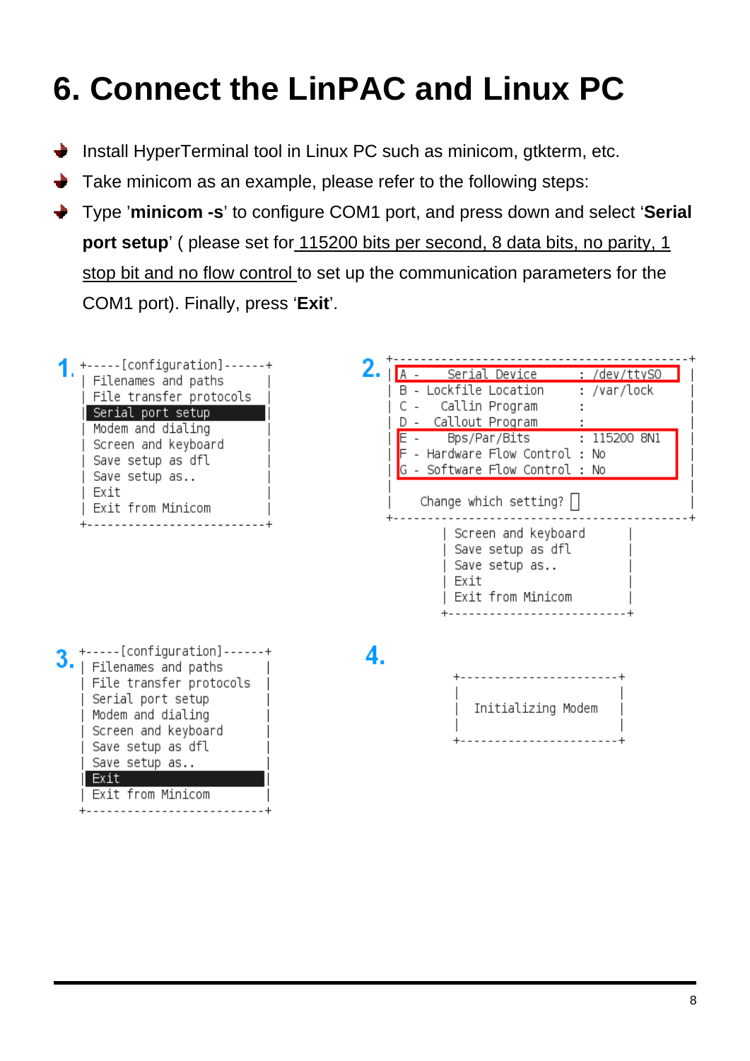# 6. Connect the LinPAC and Linux PC

- Install HyperTerminal tool in Linux PC such as minicom, gtkterm, etc.
- Take minicom as an example, please refer to the following steps:
- Type '**minicom -s**' to configure COM1 port, and press down and select '**Serial port setup**' ( please set for 115200 bits per second, 8 data bits, no parity, 1 stop bit and no flow control to set up the communication parameters for the COM1 port). Finally, press '**Exit**'.

1.

```
+-----[configuration]------+
| Filenames and paths      |
| File transfer protocols  |
| Serial port setup        |
| Modem and dialing        |
| Screen and keyboard      |
| Save setup as dfl        |
| Save setup as..          |
| Exit                     |
| Exit from Minicom        |
+--------------------------+
```

2.

```
+-----------------------------------------+
| A -    Serial Device      : /dev/ttyS0  |
| B - Lockfile Location     : /var/lock   |
| C -    Callin Program     :             |
| D -  Callout Program      :             |
| E -    Bps/Par/Bits       : 115200 8N1  |
| F - Hardware Flow Control : No          |
| G - Software Flow Control : No          |
|                                         |
|    Change which setting?                |
+-----------------------------------------+
        | Screen and keyboard      |
        | Save setup as dfl        |
        | Save setup as..          |
        | Exit                     |
        | Exit from Minicom        |
        +--------------------------+
```

3.

```
+-----[configuration]------+
| Filenames and paths      |
| File transfer protocols  |
| Serial port setup        |
| Modem and dialing        |
| Screen and keyboard      |
| Save setup as dfl        |
| Save setup as..          |
| Exit                     |
| Exit from Minicom        |
+--------------------------+
```

4.

```
+----------------------+
|                      |
|  Initializing Modem  |
|                      |
+----------------------+
```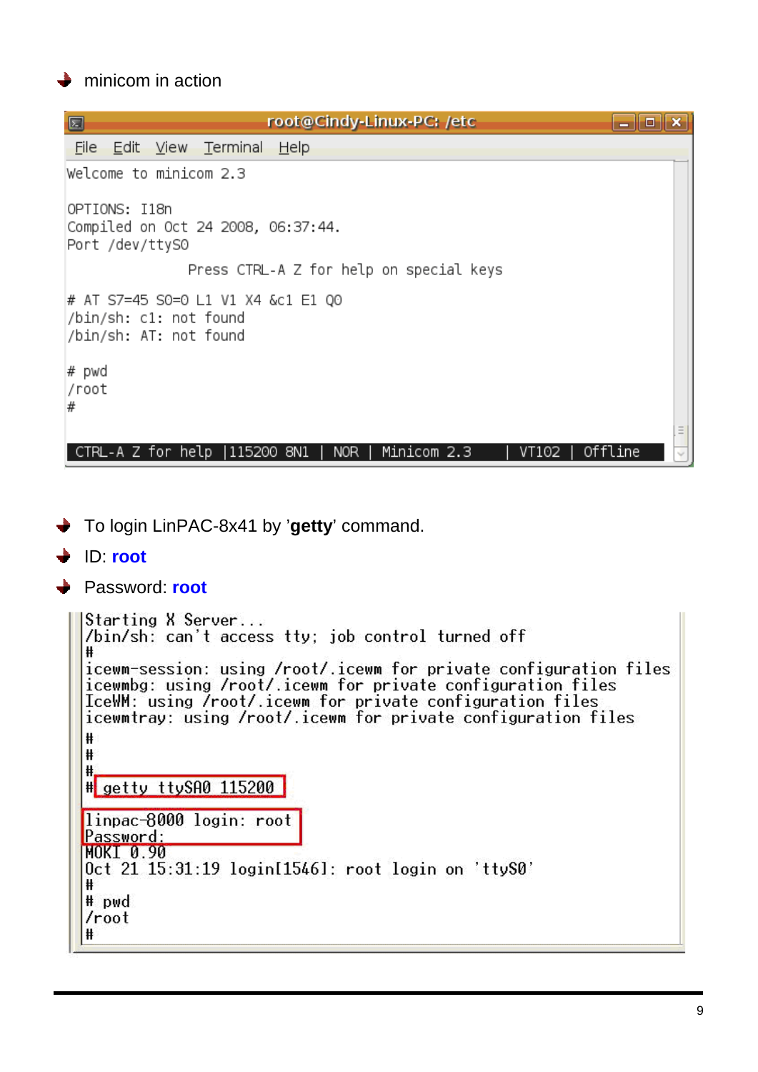- minicom in action

```
root@Cindy-Linux-PC: /etc
File  Edit  View  Terminal  Help
Welcome to minicom 2.3

OPTIONS: I18n
Compiled on Oct 24 2008, 06:37:44.
Port /dev/ttyS0

                   Press CTRL-A Z for help on special keys

# AT S7=45 S0=0 L1 V1 X4 &c1 E1 Q0
/bin/sh: c1: not found
/bin/sh: AT: not found

# pwd
/root
#

 CTRL-A Z for help |115200 8N1 | NOR | Minicom 2.3    | VT102 | Offline
```

- To login LinPAC-8x41 by '**getty**' command.
- ID: **root**
- Password: **root**

```
Starting X Server...
/bin/sh: can't access tty; job control turned off
#
icewm-session: using /root/.icewm for private configuration files
icewmbg: using /root/.icewm for private configuration files
IceWM: using /root/.icewm for private configuration files
icewmtray: using /root/.icewm for private configuration files
#
#
#
# getty ttySA0 115200

linpac-8000 login: root
Password:
MOKI 0.90
Oct 21 15:31:19 login[1546]: root login on 'ttyS0'
#
# pwd
/root
#
```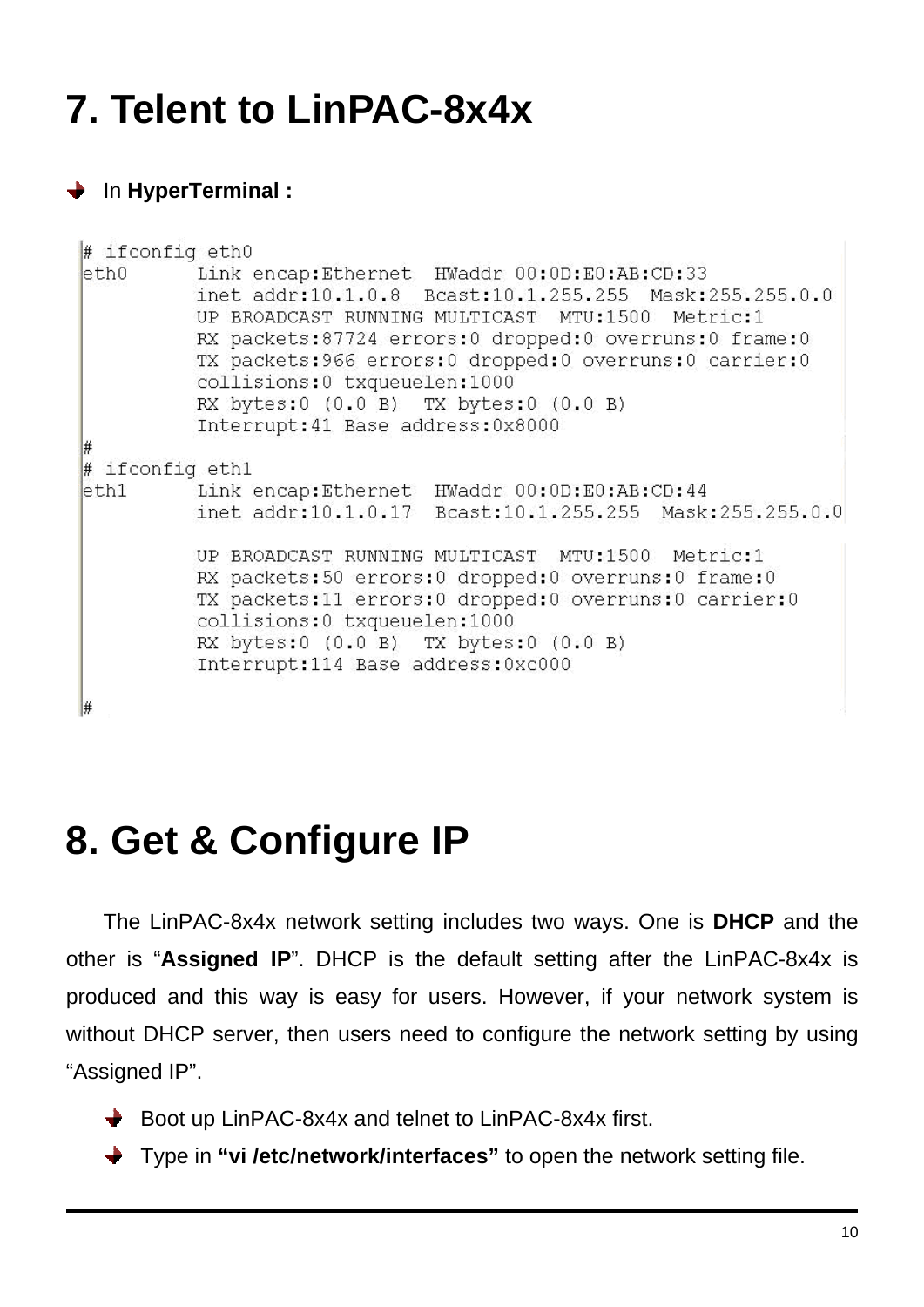# 7. Telent to LinPAC-8x4x

- In **HyperTerminal :**

```
# ifconfig eth0
eth0      Link encap:Ethernet  HWaddr 00:0D:E0:AB:CD:33
          inet addr:10.1.0.8  Bcast:10.1.255.255  Mask:255.255.0.0
          UP BROADCAST RUNNING MULTICAST  MTU:1500  Metric:1
          RX packets:87724 errors:0 dropped:0 overruns:0 frame:0
          TX packets:966 errors:0 dropped:0 overruns:0 carrier:0
          collisions:0 txqueuelen:1000
          RX bytes:0 (0.0 B)  TX bytes:0 (0.0 B)
          Interrupt:41 Base address:0x8000
#
# ifconfig eth1
eth1      Link encap:Ethernet  HWaddr 00:0D:E0:AB:CD:44
          inet addr:10.1.0.17  Bcast:10.1.255.255  Mask:255.255.0.0

          UP BROADCAST RUNNING MULTICAST  MTU:1500  Metric:1
          RX packets:50 errors:0 dropped:0 overruns:0 frame:0
          TX packets:11 errors:0 dropped:0 overruns:0 carrier:0
          collisions:0 txqueuelen:1000
          RX bytes:0 (0.0 B)  TX bytes:0 (0.0 B)
          Interrupt:114 Base address:0xc000

#
```

# 8. Get & Configure IP

The LinPAC-8x4x network setting includes two ways. One is **DHCP** and the other is "**Assigned IP**". DHCP is the default setting after the LinPAC-8x4x is produced and this way is easy for users. However, if your network system is without DHCP server, then users need to configure the network setting by using "Assigned IP".

- Boot up LinPAC-8x4x and telnet to LinPAC-8x4x first.
- Type in **"vi /etc/network/interfaces"** to open the network setting file.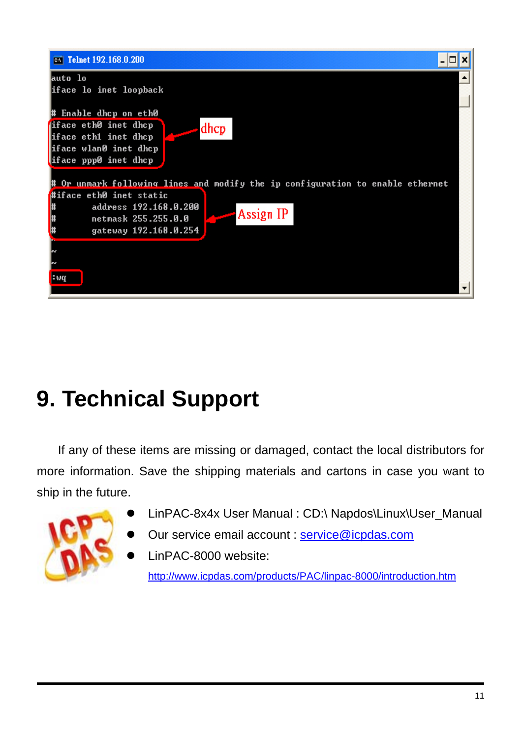```
auto lo
iface lo inet loopback

# Enable dhcp on eth0
iface eth0 inet dhcp
iface eth1 inet dhcp
iface wlan0 inet dhcp
iface ppp0 inet dhcp

# Or unmark following lines and modify the ip configuration to enable ethernet
#iface eth0 inet static
#       address 192.168.0.200
#       netmask 255.255.0.0
#       gateway 192.168.0.254
~
~
:wq
```

dhcp

Assign IP

# 9. Technical Support

If any of these items are missing or damaged, contact the local distributors for more information. Save the shipping materials and cartons in case you want to ship in the future.

- LinPAC-8x4x User Manual : CD:\ Napdos\Linux\User_Manual
- Our service email account : service@icpdas.com
- LinPAC-8000 website:
  http://www.icpdas.com/products/PAC/linpac-8000/introduction.htm